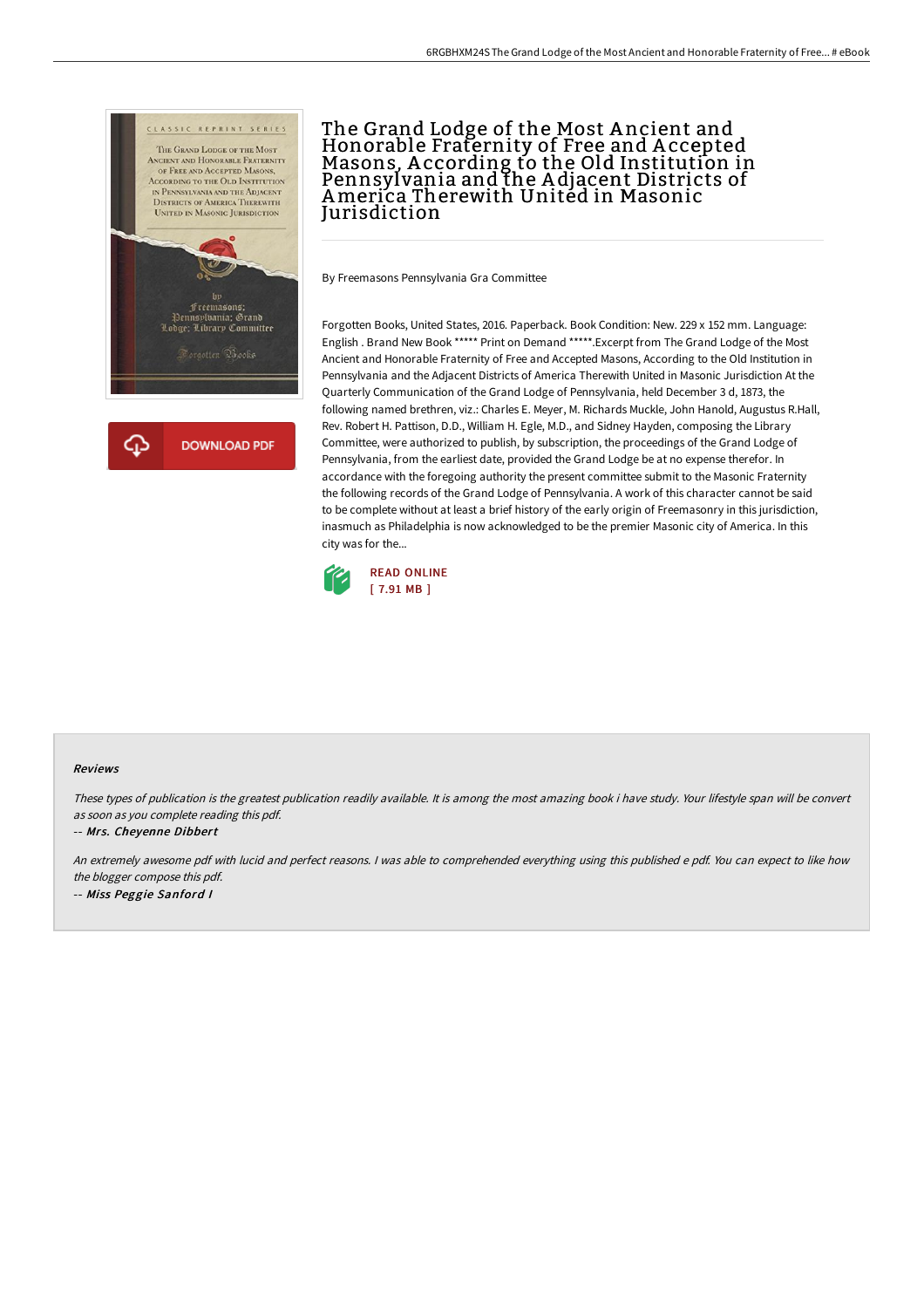# The Grand Lodge of the Most Ancient and Honorable Fraternity of Free and Accepted Masons, According to the Old Institution in Pennsylvania and the Adjacent Districts of America Therewith United in Masonic Jurisdiction

By Freemasons Pennsylvania Gra Committee

Forgotten Books, United States, 2016. Paperback. Book Condition: New. 229 x 152 mm. Language: English . Brand New Book ***** Print on Demand *****.Excerpt from The Grand Lodge of the Most Ancient and Honorable Fraternity of Free and Accepted Masons, According to the Old Institution in Pennsylvania and the Adjacent Districts of America Therewith United in Masonic Jurisdiction At the Quarterly Communication of the Grand Lodge of Pennsylvania, held December 3 d, 1873, the following named brethren, viz.: Charles E. Meyer, M. Richards Muckle, John Hanold, Augustus R.Hall, Rev. Robert H. Pattison, D.D., William H. Egle, M.D., and Sidney Hayden, composing the Library Committee, were authorized to publish, by subscription, the proceedings of the Grand Lodge of Pennsylvania, from the earliest date, provided the Grand Lodge be at no expense therefor. In accordance with the foregoing authority the present committee submit to the Masonic Fraternity the following records of the Grand Lodge of Pennsylvania. A work of this character cannot be said to be complete without at least a brief history of the early origin of Freemasonry in this jurisdiction, inasmuch as Philadelphia is now acknowledged to be the premier Masonic city of America. In this city was for the...

READ ONLINE
[ 7.91 MB ]

### Reviews

*These types of publication is the greatest publication readily available. It is among the most amazing book i have study. Your lifestyle span will be convert as soon as you complete reading this pdf.*

-- ***Mrs. Cheyenne Dibbert***

*An extremely awesome pdf with lucid and perfect reasons. I was able to comprehended everything using this published e pdf. You can expect to like how the blogger compose this pdf.*

-- ***Miss Peggie Sanford I***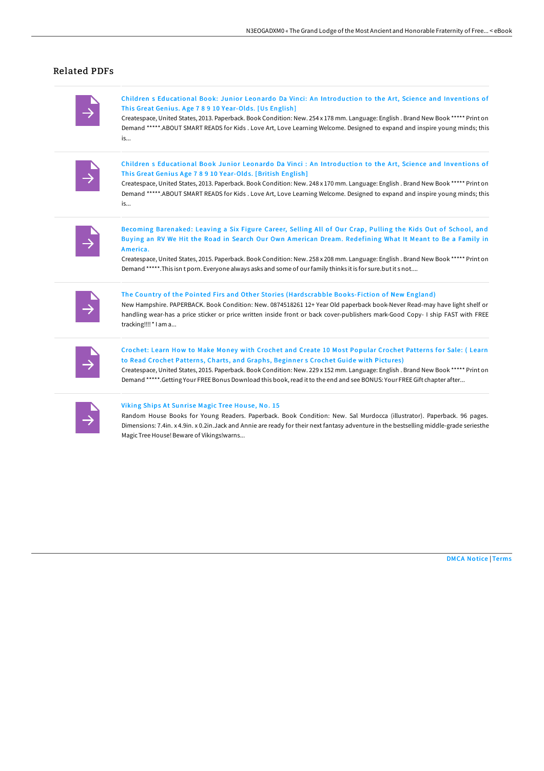## Related PDFs

**Children s Educational Book: Junior Leonardo Da Vinci: An Introduction to the Art, Science and Inventions of This Great Genius. Age 7 8 9 10 Year-Olds. [Us English]**

Createspace, United States, 2013. Paperback. Book Condition: New. 254 x 178 mm. Language: English . Brand New Book ***** Print on Demand *****.ABOUT SMART READS for Kids . Love Art, Love Learning Welcome. Designed to expand and inspire young minds; this is...

**Children s Educational Book Junior Leonardo Da Vinci : An Introduction to the Art, Science and Inventions of This Great Genius Age 7 8 9 10 Year-Olds. [British English]**

Createspace, United States, 2013. Paperback. Book Condition: New. 248 x 170 mm. Language: English . Brand New Book ***** Print on Demand *****.ABOUT SMART READS for Kids . Love Art, Love Learning Welcome. Designed to expand and inspire young minds; this is...

**Becoming Barenaked: Leaving a Six Figure Career, Selling All of Our Crap, Pulling the Kids Out of School, and Buying an RV We Hit the Road in Search Our Own American Dream. Redefining What It Meant to Be a Family in America.**

Createspace, United States, 2015. Paperback. Book Condition: New. 258 x 208 mm. Language: English . Brand New Book ***** Print on Demand *****.This isn t porn. Everyone always asks and some of our family thinks it is for sure.but it s not....

**The Country of the Pointed Firs and Other Stories (Hardscrabble Books-Fiction of New England)**

New Hampshire. PAPERBACK. Book Condition: New. 0874518261 12+ Year Old paperback book-Never Read-may have light shelf or handling wear-has a price sticker or price written inside front or back cover-publishers mark-Good Copy- I ship FAST with FREE tracking!!!! * I am a...

**Crochet: Learn How to Make Money with Crochet and Create 10 Most Popular Crochet Patterns for Sale: ( Learn to Read Crochet Patterns, Charts, and Graphs, Beginner s Crochet Guide with Pictures)**

Createspace, United States, 2015. Paperback. Book Condition: New. 229 x 152 mm. Language: English . Brand New Book ***** Print on Demand *****.Getting Your FREE Bonus Download this book, read it to the end and see BONUS: Your FREE Gift chapter after...

**Viking Ships At Sunrise Magic Tree House, No. 15**

Random House Books for Young Readers. Paperback. Book Condition: New. Sal Murdocca (illustrator). Paperback. 96 pages. Dimensions: 7.4in. x 4.9in. x 0.2in.Jack and Annie are ready for their next fantasy adventure in the bestselling middle-grade seriesthe Magic Tree House! Beware of Vikings!warns...

DMCA Notice | Terms